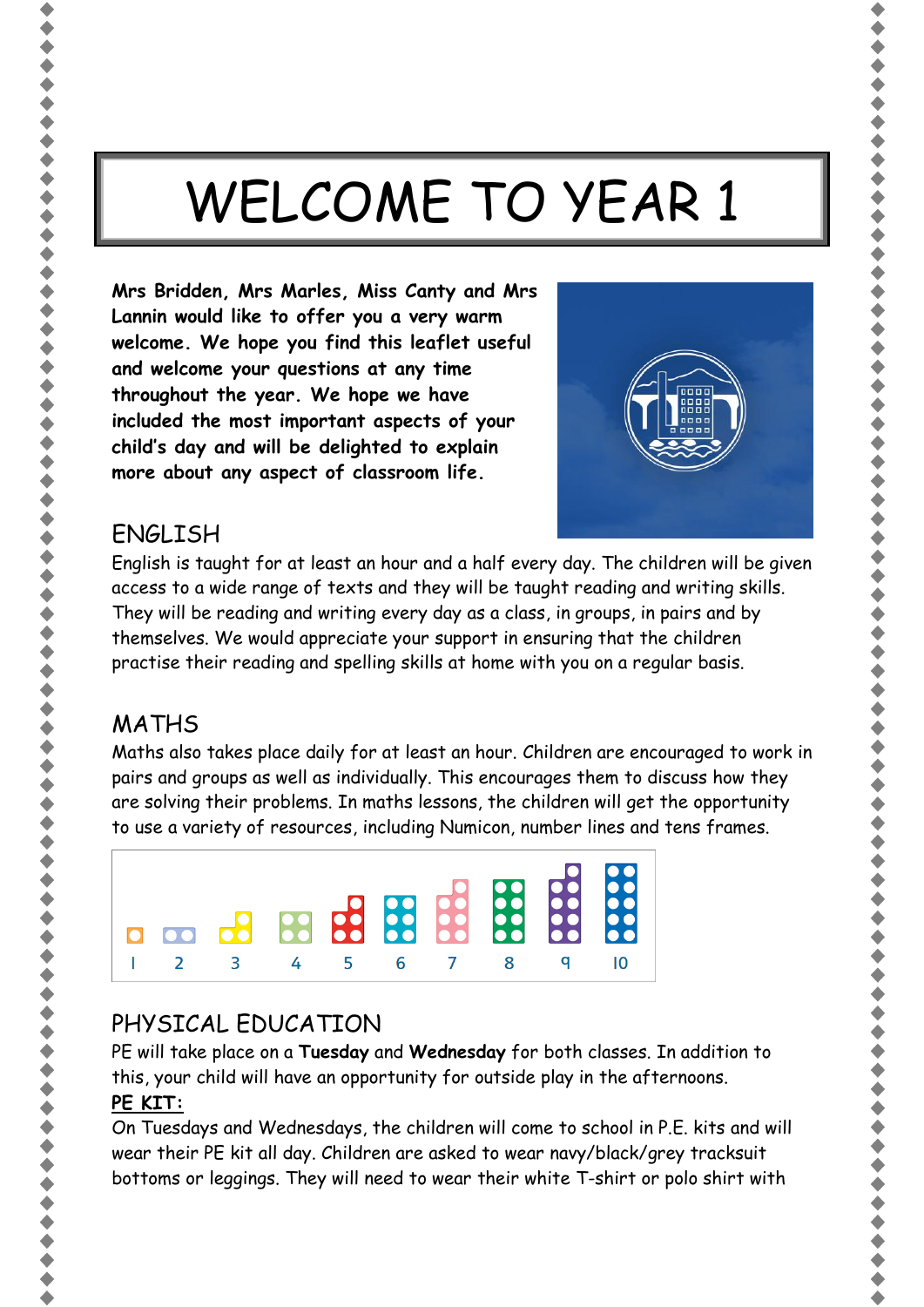# WELCOME TO YEAR 1

**Mrs Bridden, Mrs Marles, Miss Canty and Mrs Lannin would like to offer you a very warm welcome. We hope you find this leaflet useful and welcome your questions at any time throughout the year. We hope we have included the most important aspects of your child's day and will be delighted to explain more about any aspect of classroom life.**

## ENGLISH

English is taught for at least an hour and a half every day. The children will be given access to a wide range of texts and they will be taught reading and writing skills. They will be reading and writing every day as a class, in groups, in pairs and by themselves. We would appreciate your support in ensuring that the children practise their reading and spelling skills at home with you on a regular basis.

## MATHS

Maths also takes place daily for at least an hour. Children are encouraged to work in pairs and groups as well as individually. This encourages them to discuss how they are solving their problems. In maths lessons, the children will get the opportunity to use a variety of resources, including Numicon, number lines and tens frames.

1 2 3 4 5 6 7 8 9 10

## PHYSICAL EDUCATION

PE will take place on a **Tuesday** and **Wednesday** for both classes. In addition to this, your child will have an opportunity for outside play in the afternoons.

**PE KIT:**

On Tuesdays and Wednesdays, the children will come to school in P.E. kits and will wear their PE kit all day. Children are asked to wear navy/black/grey tracksuit bottoms or leggings. They will need to wear their white T-shirt or polo shirt with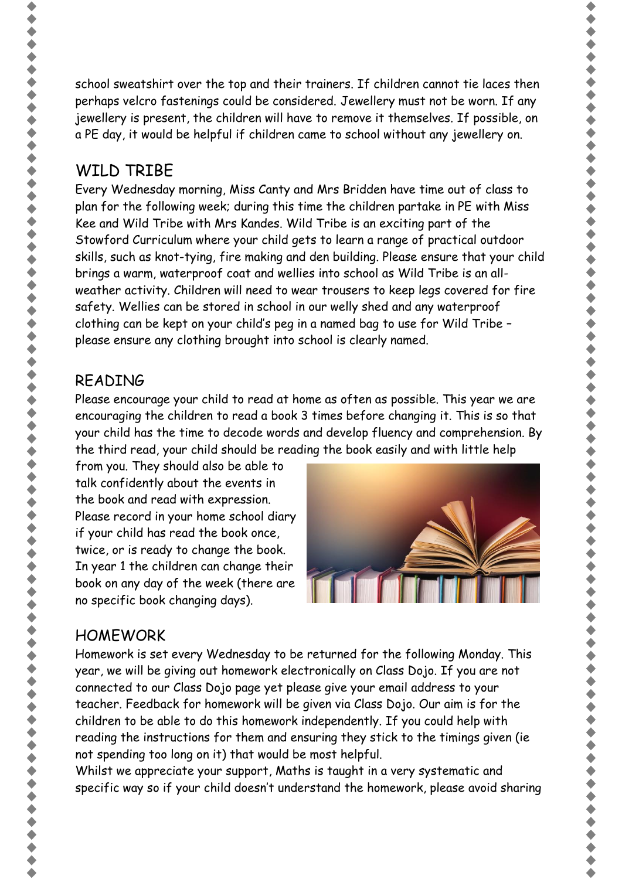school sweatshirt over the top and their trainers. If children cannot tie laces then perhaps velcro fastenings could be considered. Jewellery must not be worn. If any jewellery is present, the children will have to remove it themselves. If possible, on a PE day, it would be helpful if children came to school without any jewellery on.

## WILD TRIBE

Every Wednesday morning, Miss Canty and Mrs Bridden have time out of class to plan for the following week; during this time the children partake in PE with Miss Kee and Wild Tribe with Mrs Kandes. Wild Tribe is an exciting part of the Stowford Curriculum where your child gets to learn a range of practical outdoor skills, such as knot-tying, fire making and den building. Please ensure that your child brings a warm, waterproof coat and wellies into school as Wild Tribe is an all-weather activity. Children will need to wear trousers to keep legs covered for fire safety. Wellies can be stored in school in our welly shed and any waterproof clothing can be kept on your child's peg in a named bag to use for Wild Tribe – please ensure any clothing brought into school is clearly named.

## READING

Please encourage your child to read at home as often as possible. This year we are encouraging the children to read a book 3 times before changing it. This is so that your child has the time to decode words and develop fluency and comprehension. By the third read, your child should be reading the book easily and with little help from you. They should also be able to talk confidently about the events in the book and read with expression. Please record in your home school diary if your child has read the book once, twice, or is ready to change the book. In year 1 the children can change their book on any day of the week (there are no specific book changing days).

## HOMEWORK

Homework is set every Wednesday to be returned for the following Monday. This year, we will be giving out homework electronically on Class Dojo. If you are not connected to our Class Dojo page yet please give your email address to your teacher. Feedback for homework will be given via Class Dojo. Our aim is for the children to be able to do this homework independently. If you could help with reading the instructions for them and ensuring they stick to the timings given (ie not spending too long on it) that would be most helpful.

Whilst we appreciate your support, Maths is taught in a very systematic and specific way so if your child doesn't understand the homework, please avoid sharing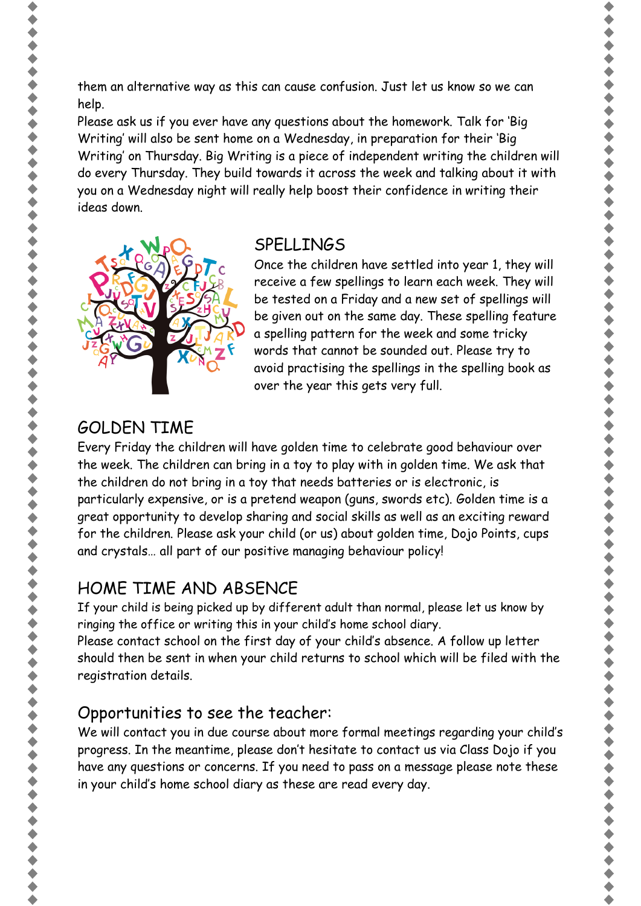them an alternative way as this can cause confusion. Just let us know so we can help.

Please ask us if you ever have any questions about the homework. Talk for 'Big Writing' will also be sent home on a Wednesday, in preparation for their 'Big Writing' on Thursday. Big Writing is a piece of independent writing the children will do every Thursday. They build towards it across the week and talking about it with you on a Wednesday night will really help boost their confidence in writing their ideas down.

## SPELLINGS

Once the children have settled into year 1, they will receive a few spellings to learn each week. They will be tested on a Friday and a new set of spellings will be given out on the same day. These spelling feature a spelling pattern for the week and some tricky words that cannot be sounded out. Please try to avoid practising the spellings in the spelling book as over the year this gets very full.

## GOLDEN TIME

Every Friday the children will have golden time to celebrate good behaviour over the week. The children can bring in a toy to play with in golden time. We ask that the children do not bring in a toy that needs batteries or is electronic, is particularly expensive, or is a pretend weapon (guns, swords etc). Golden time is a great opportunity to develop sharing and social skills as well as an exciting reward for the children. Please ask your child (or us) about golden time, Dojo Points, cups and crystals… all part of our positive managing behaviour policy!

## HOME TIME AND ABSENCE

If your child is being picked up by different adult than normal, please let us know by ringing the office or writing this in your child's home school diary.

Please contact school on the first day of your child's absence. A follow up letter should then be sent in when your child returns to school which will be filed with the registration details.

## Opportunities to see the teacher:

We will contact you in due course about more formal meetings regarding your child's progress. In the meantime, please don't hesitate to contact us via Class Dojo if you have any questions or concerns. If you need to pass on a message please note these in your child's home school diary as these are read every day.